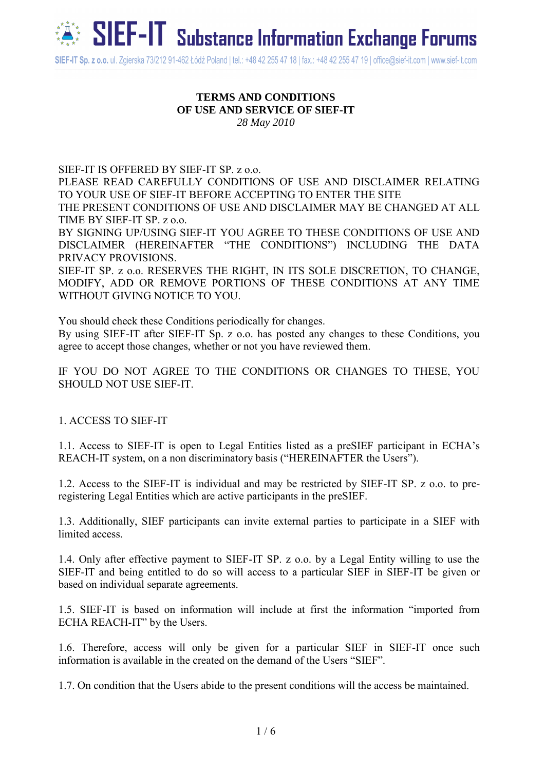SIEF-IT Substance Information Exchange Forums

SIEF-IT Sp. z o.o. ul. Zgierska 73/212 91-462 Łódź Poland | tel.: +48 42 255 47 18 | fax.: +48 42 255 47 19 | office@sief-it.com | www.sief-it.com

**TERMS AND CONDITIONS**
**OF USE AND SERVICE OF SIEF-IT**
*28 May 2010*

SIEF-IT IS OFFERED BY SIEF-IT SP. z o.o.
PLEASE READ CAREFULLY CONDITIONS OF USE AND DISCLAIMER RELATING TO YOUR USE OF SIEF-IT BEFORE ACCEPTING TO ENTER THE SITE
THE PRESENT CONDITIONS OF USE AND DISCLAIMER MAY BE CHANGED AT ALL TIME BY SIEF-IT SP. z o.o.
BY SIGNING UP/USING SIEF-IT YOU AGREE TO THESE CONDITIONS OF USE AND DISCLAIMER (HEREINAFTER "THE CONDITIONS") INCLUDING THE DATA PRIVACY PROVISIONS.
SIEF-IT SP. z o.o. RESERVES THE RIGHT, IN ITS SOLE DISCRETION, TO CHANGE, MODIFY, ADD OR REMOVE PORTIONS OF THESE CONDITIONS AT ANY TIME WITHOUT GIVING NOTICE TO YOU.

You should check these Conditions periodically for changes.
By using SIEF-IT after SIEF-IT Sp. z o.o. has posted any changes to these Conditions, you agree to accept those changes, whether or not you have reviewed them.

IF YOU DO NOT AGREE TO THE CONDITIONS OR CHANGES TO THESE, YOU SHOULD NOT USE SIEF-IT.

1. ACCESS TO SIEF-IT

1.1. Access to SIEF-IT is open to Legal Entities listed as a preSIEF participant in ECHA's REACH-IT system, on a non discriminatory basis ("HEREINAFTER the Users").

1.2. Access to the SIEF-IT is individual and may be restricted by SIEF-IT SP. z o.o. to pre-registering Legal Entities which are active participants in the preSIEF.

1.3. Additionally, SIEF participants can invite external parties to participate in a SIEF with limited access.

1.4. Only after effective payment to SIEF-IT SP. z o.o. by a Legal Entity willing to use the SIEF-IT and being entitled to do so will access to a particular SIEF in SIEF-IT be given or based on individual separate agreements.

1.5. SIEF-IT is based on information will include at first the information "imported from ECHA REACH-IT" by the Users.

1.6. Therefore, access will only be given for a particular SIEF in SIEF-IT once such information is available in the created on the demand of the Users "SIEF".

1.7. On condition that the Users abide to the present conditions will the access be maintained.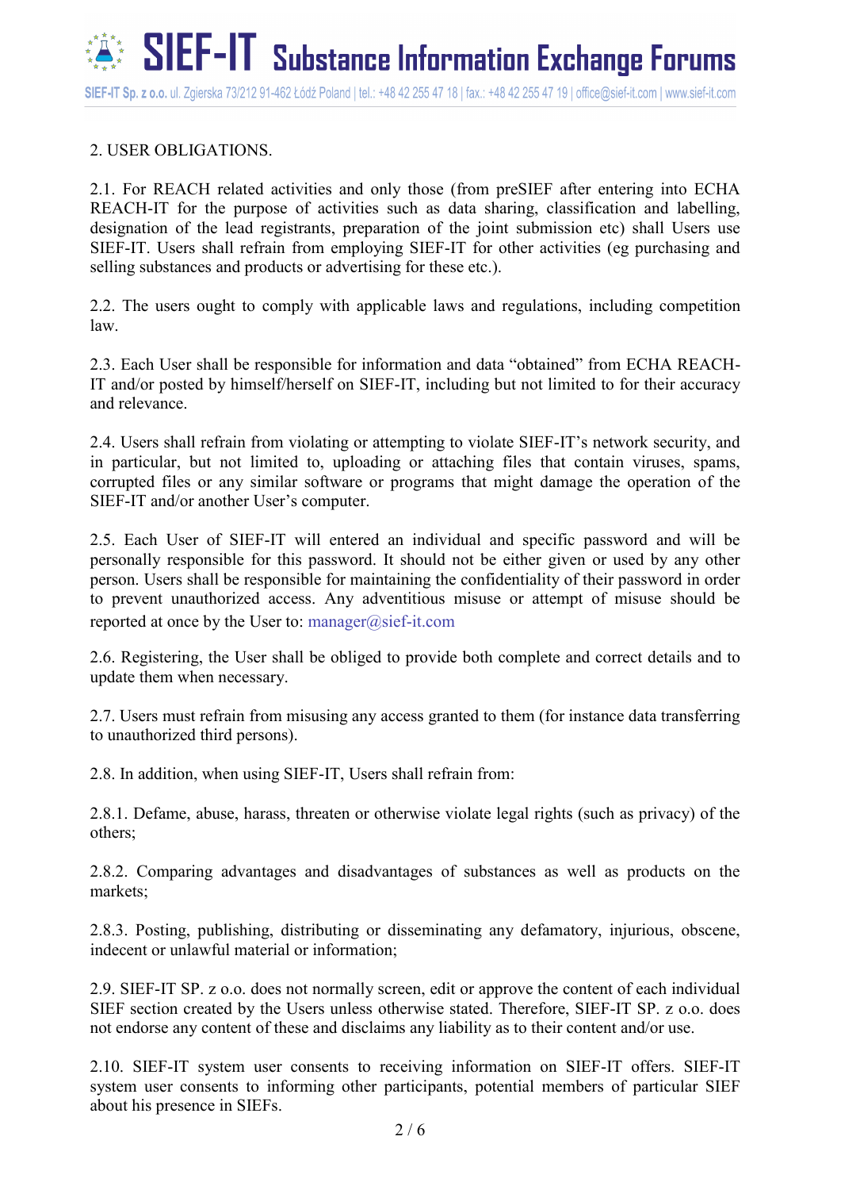## 2. USER OBLIGATIONS.

2.1. For REACH related activities and only those (from preSIEF after entering into ECHA REACH-IT for the purpose of activities such as data sharing, classification and labelling, designation of the lead registrants, preparation of the joint submission etc) shall Users use SIEF-IT. Users shall refrain from employing SIEF-IT for other activities (eg purchasing and selling substances and products or advertising for these etc.).

2.2. The users ought to comply with applicable laws and regulations, including competition law.

2.3. Each User shall be responsible for information and data "obtained" from ECHA REACH-IT and/or posted by himself/herself on SIEF-IT, including but not limited to for their accuracy and relevance.

2.4. Users shall refrain from violating or attempting to violate SIEF-IT's network security, and in particular, but not limited to, uploading or attaching files that contain viruses, spams, corrupted files or any similar software or programs that might damage the operation of the SIEF-IT and/or another User's computer.

2.5. Each User of SIEF-IT will entered an individual and specific password and will be personally responsible for this password. It should not be either given or used by any other person. Users shall be responsible for maintaining the confidentiality of their password in order to prevent unauthorized access. Any adventitious misuse or attempt of misuse should be reported at once by the User to: manager@sief-it.com

2.6. Registering, the User shall be obliged to provide both complete and correct details and to update them when necessary.

2.7. Users must refrain from misusing any access granted to them (for instance data transferring to unauthorized third persons).

2.8. In addition, when using SIEF-IT, Users shall refrain from:

2.8.1. Defame, abuse, harass, threaten or otherwise violate legal rights (such as privacy) of the others;

2.8.2. Comparing advantages and disadvantages of substances as well as products on the markets;

2.8.3. Posting, publishing, distributing or disseminating any defamatory, injurious, obscene, indecent or unlawful material or information;

2.9. SIEF-IT SP. z o.o. does not normally screen, edit or approve the content of each individual SIEF section created by the Users unless otherwise stated. Therefore, SIEF-IT SP. z o.o. does not endorse any content of these and disclaims any liability as to their content and/or use.

2.10. SIEF-IT system user consents to receiving information on SIEF-IT offers. SIEF-IT system user consents to informing other participants, potential members of particular SIEF about his presence in SIEFs.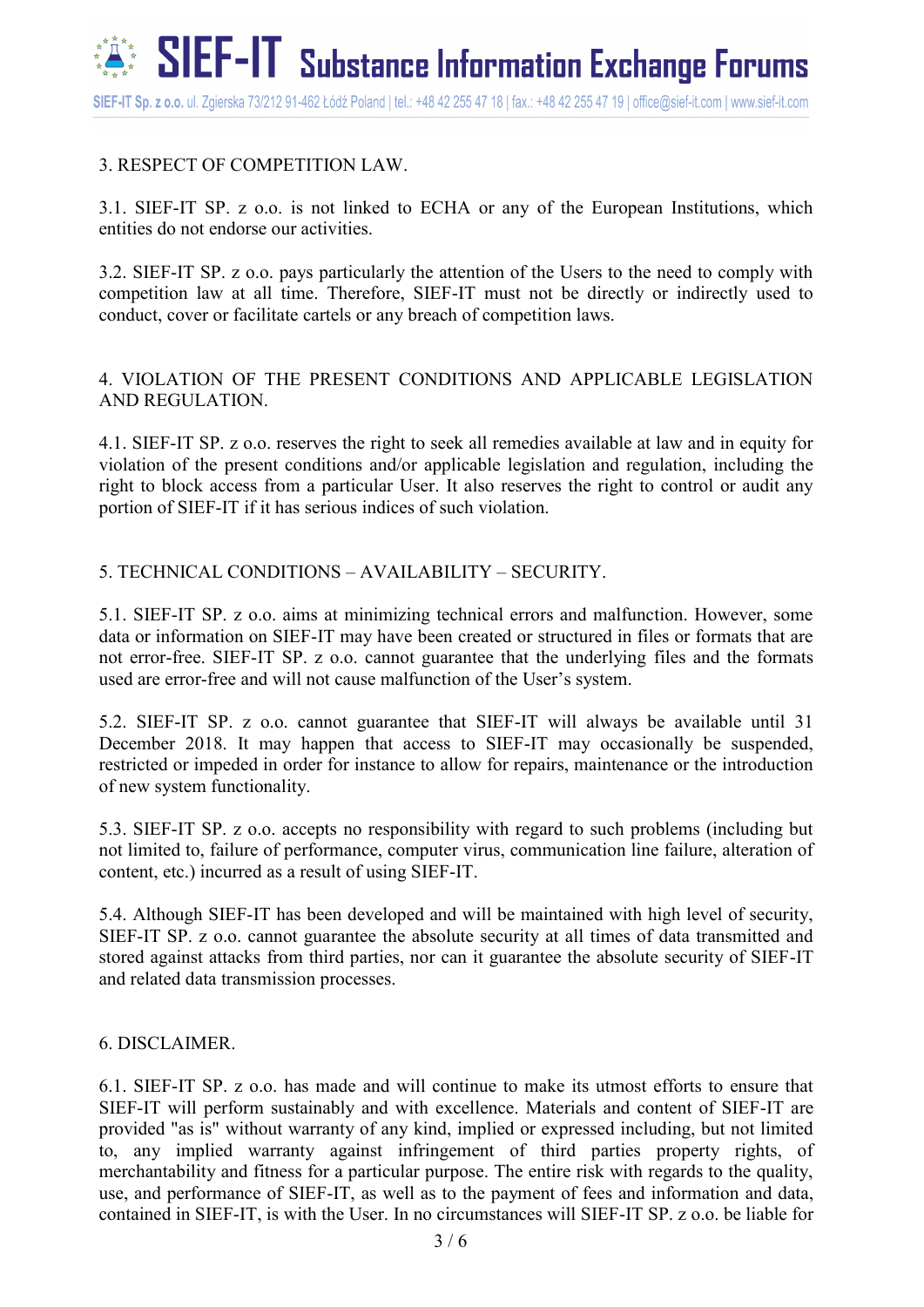## 3. RESPECT OF COMPETITION LAW.

3.1. SIEF-IT SP. z o.o. is not linked to ECHA or any of the European Institutions, which entities do not endorse our activities.

3.2. SIEF-IT SP. z o.o. pays particularly the attention of the Users to the need to comply with competition law at all time. Therefore, SIEF-IT must not be directly or indirectly used to conduct, cover or facilitate cartels or any breach of competition laws.

## 4. VIOLATION OF THE PRESENT CONDITIONS AND APPLICABLE LEGISLATION AND REGULATION.

4.1. SIEF-IT SP. z o.o. reserves the right to seek all remedies available at law and in equity for violation of the present conditions and/or applicable legislation and regulation, including the right to block access from a particular User. It also reserves the right to control or audit any portion of SIEF-IT if it has serious indices of such violation.

## 5. TECHNICAL CONDITIONS – AVAILABILITY – SECURITY.

5.1. SIEF-IT SP. z o.o. aims at minimizing technical errors and malfunction. However, some data or information on SIEF-IT may have been created or structured in files or formats that are not error-free. SIEF-IT SP. z o.o. cannot guarantee that the underlying files and the formats used are error-free and will not cause malfunction of the User's system.

5.2. SIEF-IT SP. z o.o. cannot guarantee that SIEF-IT will always be available until 31 December 2018. It may happen that access to SIEF-IT may occasionally be suspended, restricted or impeded in order for instance to allow for repairs, maintenance or the introduction of new system functionality.

5.3. SIEF-IT SP. z o.o. accepts no responsibility with regard to such problems (including but not limited to, failure of performance, computer virus, communication line failure, alteration of content, etc.) incurred as a result of using SIEF-IT.

5.4. Although SIEF-IT has been developed and will be maintained with high level of security, SIEF-IT SP. z o.o. cannot guarantee the absolute security at all times of data transmitted and stored against attacks from third parties, nor can it guarantee the absolute security of SIEF-IT and related data transmission processes.

## 6. DISCLAIMER.

6.1. SIEF-IT SP. z o.o. has made and will continue to make its utmost efforts to ensure that SIEF-IT will perform sustainably and with excellence. Materials and content of SIEF-IT are provided "as is" without warranty of any kind, implied or expressed including, but not limited to, any implied warranty against infringement of third parties property rights, of merchantability and fitness for a particular purpose. The entire risk with regards to the quality, use, and performance of SIEF-IT, as well as to the payment of fees and information and data, contained in SIEF-IT, is with the User. In no circumstances will SIEF-IT SP. z o.o. be liable for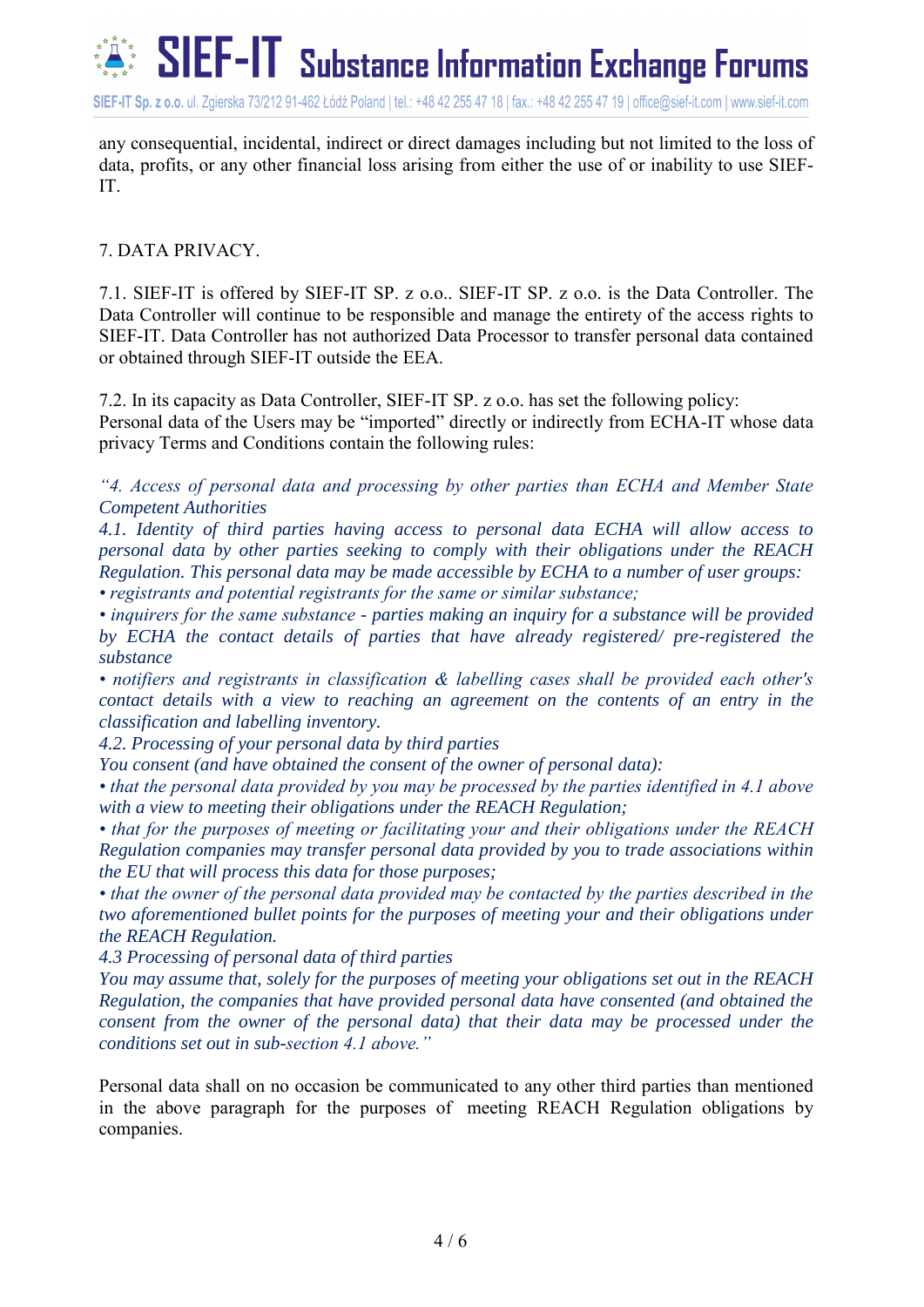any consequential, incidental, indirect or direct damages including but not limited to the loss of data, profits, or any other financial loss arising from either the use of or inability to use SIEF-IT.

7. DATA PRIVACY.

7.1. SIEF-IT is offered by SIEF-IT SP. z o.o.. SIEF-IT SP. z o.o. is the Data Controller. The Data Controller will continue to be responsible and manage the entirety of the access rights to SIEF-IT. Data Controller has not authorized Data Processor to transfer personal data contained or obtained through SIEF-IT outside the EEA.

7.2. In its capacity as Data Controller, SIEF-IT SP. z o.o. has set the following policy:
Personal data of the Users may be "imported" directly or indirectly from ECHA-IT whose data privacy Terms and Conditions contain the following rules:

*"4. Access of personal data and processing by other parties than ECHA and Member State Competent Authorities*
*4.1. Identity of third parties having access to personal data ECHA will allow access to personal data by other parties seeking to comply with their obligations under the REACH Regulation. This personal data may be made accessible by ECHA to a number of user groups:*
*• registrants and potential registrants for the same or similar substance;*
*• inquirers for the same substance - parties making an inquiry for a substance will be provided by ECHA the contact details of parties that have already registered/ pre-registered the substance*
*• notifiers and registrants in classification & labelling cases shall be provided each other's contact details with a view to reaching an agreement on the contents of an entry in the classification and labelling inventory.*
*4.2. Processing of your personal data by third parties*
*You consent (and have obtained the consent of the owner of personal data):*
*• that the personal data provided by you may be processed by the parties identified in 4.1 above with a view to meeting their obligations under the REACH Regulation;*
*• that for the purposes of meeting or facilitating your and their obligations under the REACH Regulation companies may transfer personal data provided by you to trade associations within the EU that will process this data for those purposes;*
*• that the owner of the personal data provided may be contacted by the parties described in the two aforementioned bullet points for the purposes of meeting your and their obligations under the REACH Regulation.*
*4.3 Processing of personal data of third parties*
*You may assume that, solely for the purposes of meeting your obligations set out in the REACH Regulation, the companies that have provided personal data have consented (and obtained the consent from the owner of the personal data) that their data may be processed under the conditions set out in sub-section 4.1 above."*

Personal data shall on no occasion be communicated to any other third parties than mentioned in the above paragraph for the purposes of meeting REACH Regulation obligations by companies.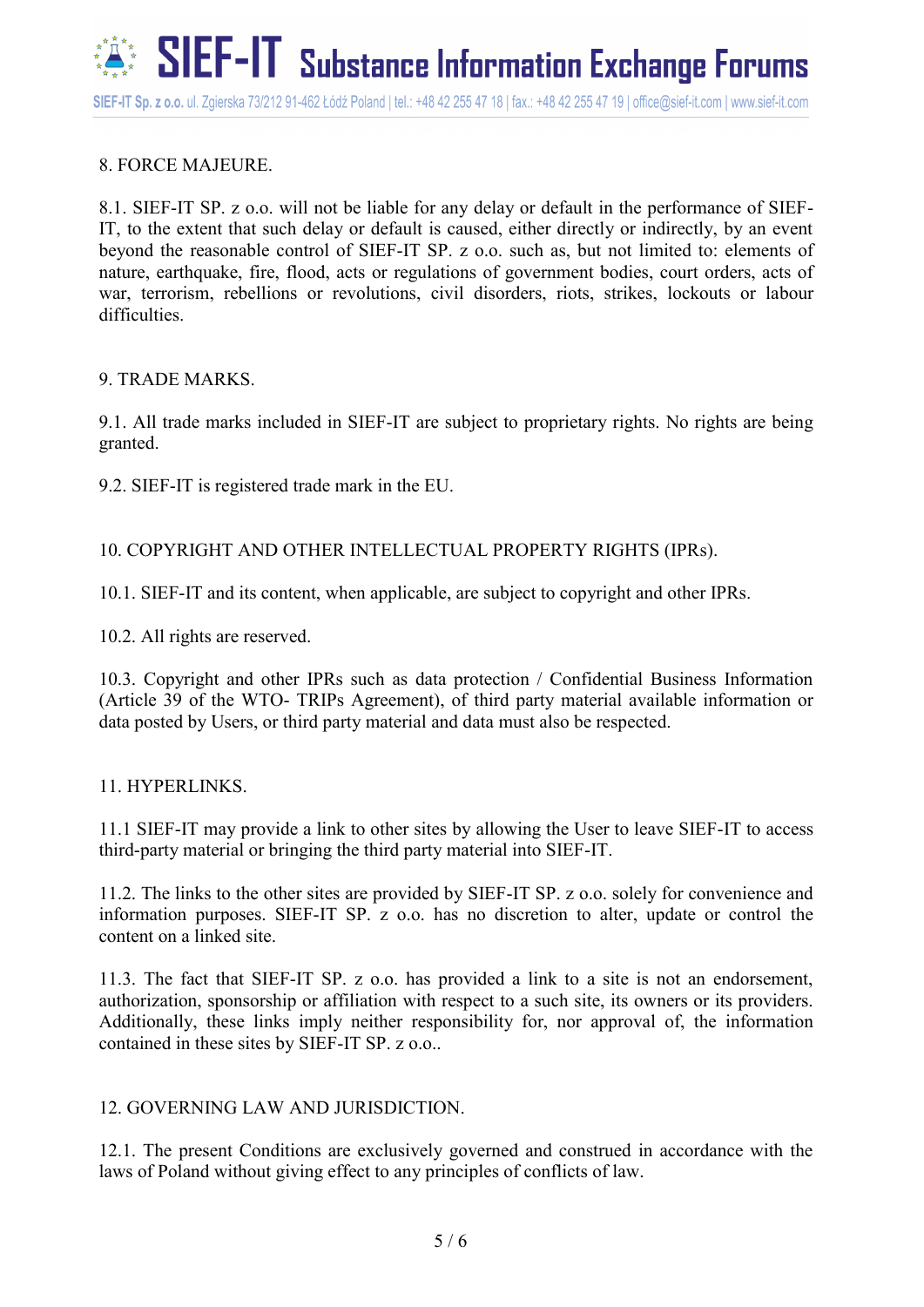## 8. FORCE MAJEURE.

8.1. SIEF-IT SP. z o.o. will not be liable for any delay or default in the performance of SIEF-IT, to the extent that such delay or default is caused, either directly or indirectly, by an event beyond the reasonable control of SIEF-IT SP. z o.o. such as, but not limited to: elements of nature, earthquake, fire, flood, acts or regulations of government bodies, court orders, acts of war, terrorism, rebellions or revolutions, civil disorders, riots, strikes, lockouts or labour difficulties.

## 9. TRADE MARKS.

9.1. All trade marks included in SIEF-IT are subject to proprietary rights. No rights are being granted.

9.2. SIEF-IT is registered trade mark in the EU.

## 10. COPYRIGHT AND OTHER INTELLECTUAL PROPERTY RIGHTS (IPRs).

10.1. SIEF-IT and its content, when applicable, are subject to copyright and other IPRs.

10.2. All rights are reserved.

10.3. Copyright and other IPRs such as data protection / Confidential Business Information (Article 39 of the WTO- TRIPs Agreement), of third party material available information or data posted by Users, or third party material and data must also be respected.

## 11. HYPERLINKS.

11.1 SIEF-IT may provide a link to other sites by allowing the User to leave SIEF-IT to access third-party material or bringing the third party material into SIEF-IT.

11.2. The links to the other sites are provided by SIEF-IT SP. z o.o. solely for convenience and information purposes. SIEF-IT SP. z o.o. has no discretion to alter, update or control the content on a linked site.

11.3. The fact that SIEF-IT SP. z o.o. has provided a link to a site is not an endorsement, authorization, sponsorship or affiliation with respect to a such site, its owners or its providers. Additionally, these links imply neither responsibility for, nor approval of, the information contained in these sites by SIEF-IT SP. z o.o..

## 12. GOVERNING LAW AND JURISDICTION.

12.1. The present Conditions are exclusively governed and construed in accordance with the laws of Poland without giving effect to any principles of conflicts of law.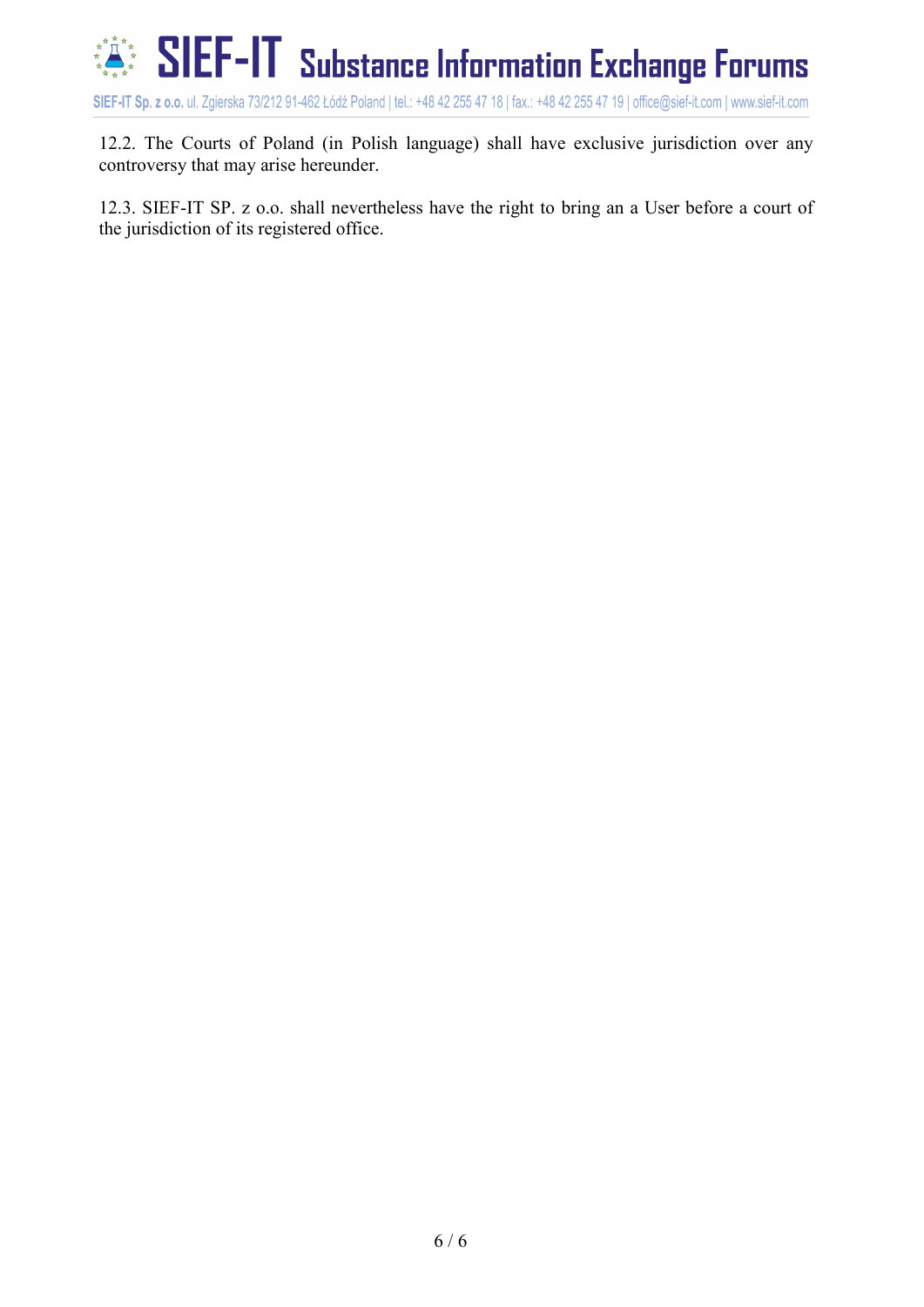12.2. The Courts of Poland (in Polish language) shall have exclusive jurisdiction over any controversy that may arise hereunder.

12.3. SIEF-IT SP. z o.o. shall nevertheless have the right to bring an a User before a court of the jurisdiction of its registered office.